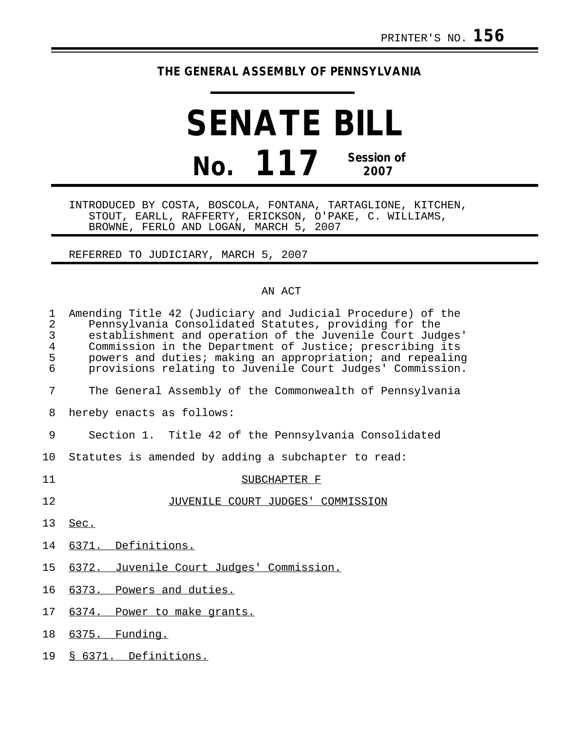PRINTER'S NO. **156**

**THE GENERAL ASSEMBLY OF PENNSYLVANIA**

# SENATE BILL

## No. 117

**Session of 2007**

INTRODUCED BY COSTA, BOSCOLA, FONTANA, TARTAGLIONE, KITCHEN, STOUT, EARLL, RAFFERTY, ERICKSON, O'PAKE, C. WILLIAMS, BROWNE, FERLO AND LOGAN, MARCH 5, 2007

REFERRED TO JUDICIARY, MARCH 5, 2007

AN ACT

Amending Title 42 (Judiciary and Judicial Procedure) of the Pennsylvania Consolidated Statutes, providing for the establishment and operation of the Juvenile Court Judges' Commission in the Department of Justice; prescribing its powers and duties; making an appropriation; and repealing provisions relating to Juvenile Court Judges' Commission.

The General Assembly of the Commonwealth of Pennsylvania hereby enacts as follows:

Section 1. Title 42 of the Pennsylvania Consolidated Statutes is amended by adding a subchapter to read:

SUBCHAPTER F

JUVENILE COURT JUDGES' COMMISSION

Sec.

6371. Definitions.

6372. Juvenile Court Judges' Commission.

6373. Powers and duties.

6374. Power to make grants.

6375. Funding.

§ 6371. Definitions.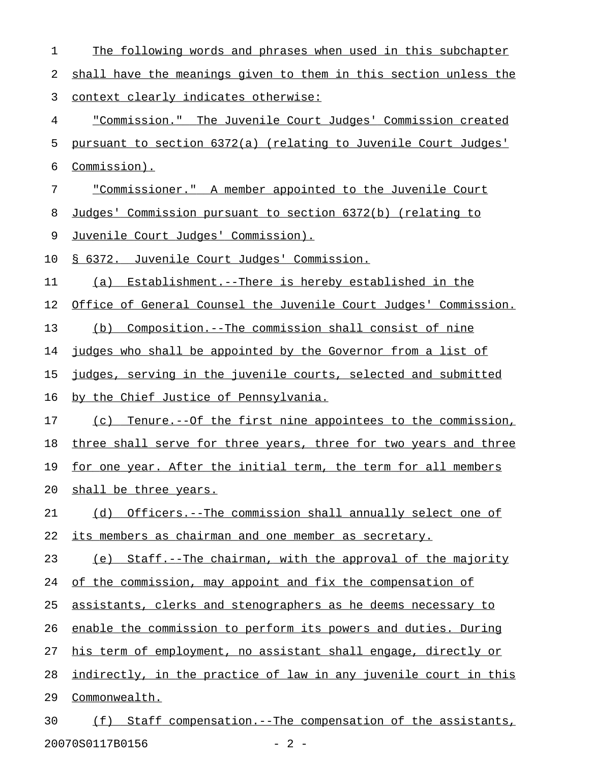The following words and phrases when used in this subchapter shall have the meanings given to them in this section unless the context clearly indicates otherwise:

"Commission." The Juvenile Court Judges' Commission created pursuant to section 6372(a) (relating to Juvenile Court Judges' Commission).

"Commissioner." A member appointed to the Juvenile Court Judges' Commission pursuant to section 6372(b) (relating to Juvenile Court Judges' Commission).

§ 6372. Juvenile Court Judges' Commission.

(a) Establishment.--There is hereby established in the Office of General Counsel the Juvenile Court Judges' Commission.

(b) Composition.--The commission shall consist of nine judges who shall be appointed by the Governor from a list of judges, serving in the juvenile courts, selected and submitted by the Chief Justice of Pennsylvania.

(c) Tenure.--Of the first nine appointees to the commission, three shall serve for three years, three for two years and three for one year. After the initial term, the term for all members shall be three years.

(d) Officers.--The commission shall annually select one of its members as chairman and one member as secretary.

(e) Staff.--The chairman, with the approval of the majority of the commission, may appoint and fix the compensation of assistants, clerks and stenographers as he deems necessary to enable the commission to perform its powers and duties. During his term of employment, no assistant shall engage, directly or indirectly, in the practice of law in any juvenile court in this Commonwealth.

(f) Staff compensation.--The compensation of the assistants,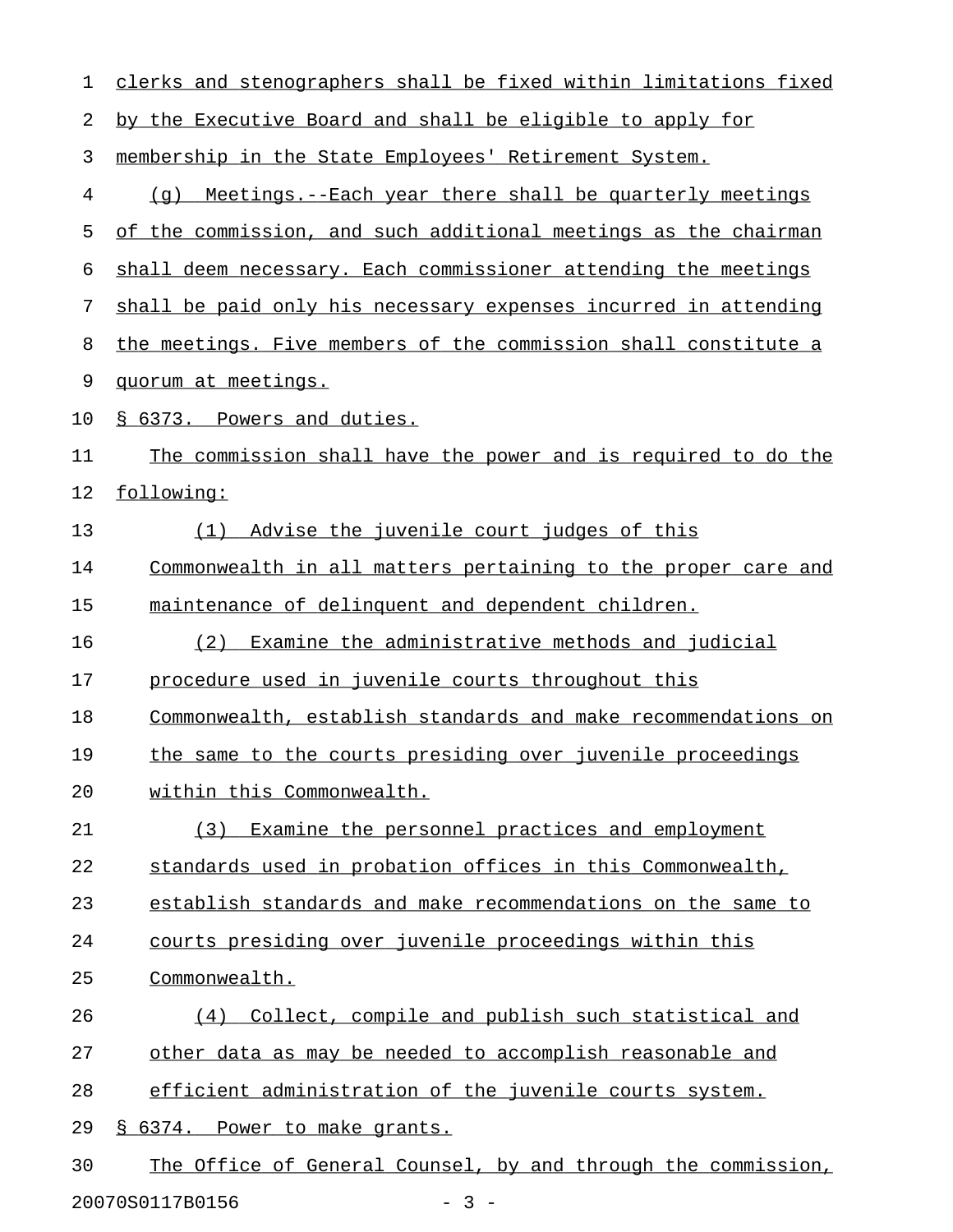clerks and stenographers shall be fixed within limitations fixed by the Executive Board and shall be eligible to apply for membership in the State Employees' Retirement System.

(g) Meetings.--Each year there shall be quarterly meetings of the commission, and such additional meetings as the chairman shall deem necessary. Each commissioner attending the meetings shall be paid only his necessary expenses incurred in attending the meetings. Five members of the commission shall constitute a quorum at meetings.

§ 6373. Powers and duties.

The commission shall have the power and is required to do the following:

(1) Advise the juvenile court judges of this Commonwealth in all matters pertaining to the proper care and maintenance of delinquent and dependent children.

(2) Examine the administrative methods and judicial procedure used in juvenile courts throughout this Commonwealth, establish standards and make recommendations on the same to the courts presiding over juvenile proceedings within this Commonwealth.

(3) Examine the personnel practices and employment standards used in probation offices in this Commonwealth, establish standards and make recommendations on the same to courts presiding over juvenile proceedings within this Commonwealth.

(4) Collect, compile and publish such statistical and other data as may be needed to accomplish reasonable and efficient administration of the juvenile courts system.

§ 6374. Power to make grants.

The Office of General Counsel, by and through the commission,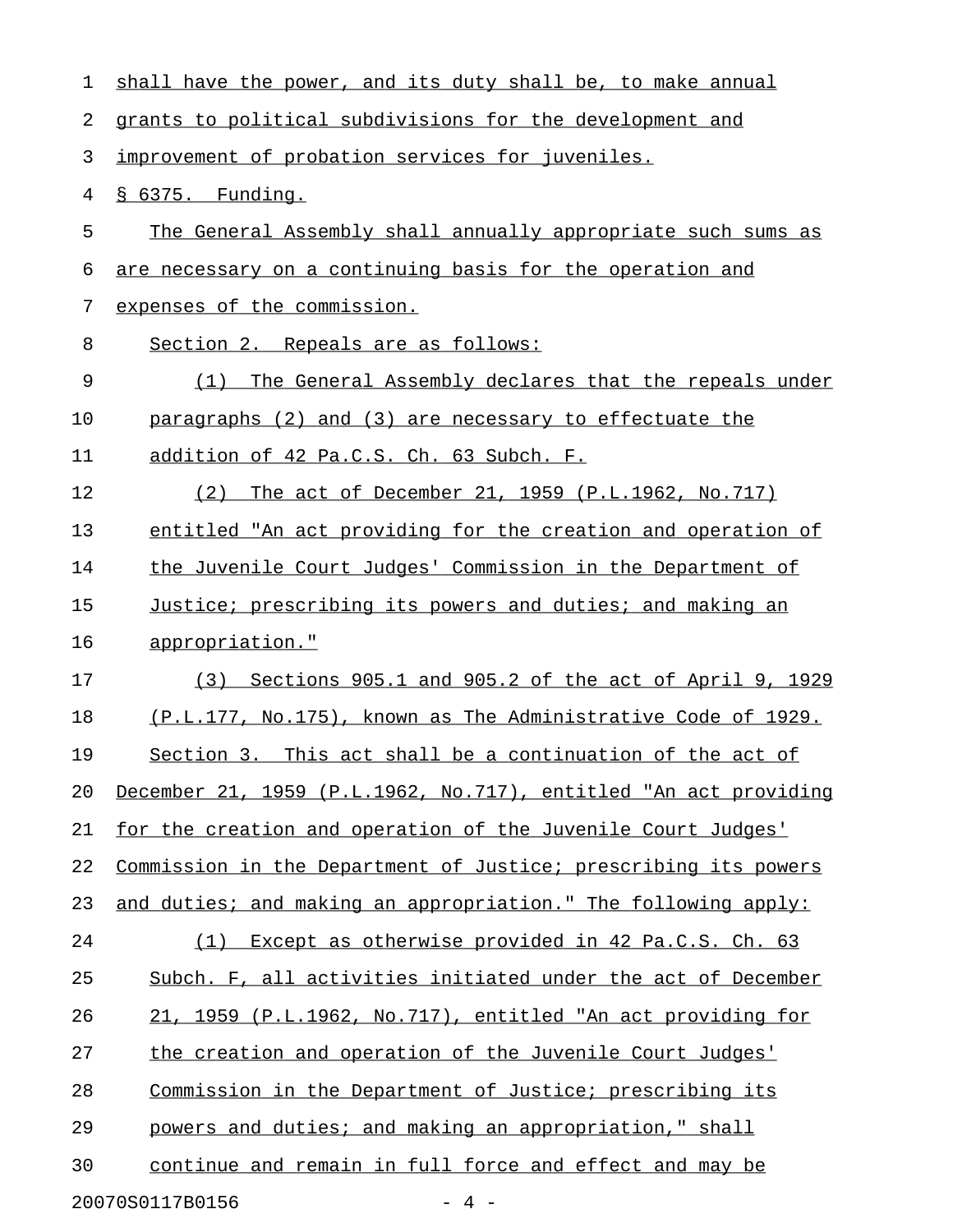shall have the power, and its duty shall be, to make annual grants to political subdivisions for the development and improvement of probation services for juveniles.

§ 6375. Funding.

The General Assembly shall annually appropriate such sums as are necessary on a continuing basis for the operation and expenses of the commission.

Section 2. Repeals are as follows:

(1) The General Assembly declares that the repeals under paragraphs (2) and (3) are necessary to effectuate the addition of 42 Pa.C.S. Ch. 63 Subch. F.

(2) The act of December 21, 1959 (P.L.1962, No.717) entitled "An act providing for the creation and operation of the Juvenile Court Judges' Commission in the Department of Justice; prescribing its powers and duties; and making an appropriation."

(3) Sections 905.1 and 905.2 of the act of April 9, 1929 (P.L.177, No.175), known as The Administrative Code of 1929.

Section 3. This act shall be a continuation of the act of December 21, 1959 (P.L.1962, No.717), entitled "An act providing for the creation and operation of the Juvenile Court Judges' Commission in the Department of Justice; prescribing its powers and duties; and making an appropriation." The following apply:

(1) Except as otherwise provided in 42 Pa.C.S. Ch. 63 Subch. F, all activities initiated under the act of December 21, 1959 (P.L.1962, No.717), entitled "An act providing for the creation and operation of the Juvenile Court Judges' Commission in the Department of Justice; prescribing its powers and duties; and making an appropriation," shall continue and remain in full force and effect and may be

20070S0117B0156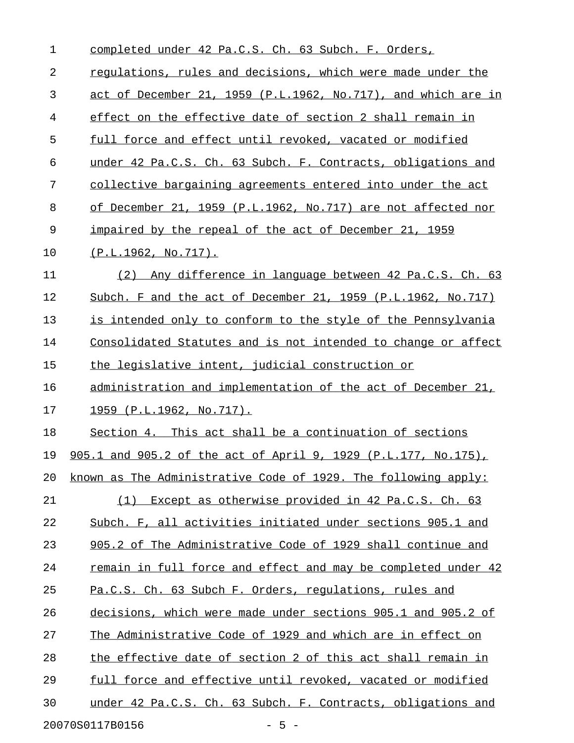completed under 42 Pa.C.S. Ch. 63 Subch. F. Orders, regulations, rules and decisions, which were made under the act of December 21, 1959 (P.L.1962, No.717), and which are in effect on the effective date of section 2 shall remain in full force and effect until revoked, vacated or modified under 42 Pa.C.S. Ch. 63 Subch. F. Contracts, obligations and collective bargaining agreements entered into under the act of December 21, 1959 (P.L.1962, No.717) are not affected nor impaired by the repeal of the act of December 21, 1959 (P.L.1962, No.717).

(2) Any difference in language between 42 Pa.C.S. Ch. 63 Subch. F and the act of December 21, 1959 (P.L.1962, No.717) is intended only to conform to the style of the Pennsylvania Consolidated Statutes and is not intended to change or affect the legislative intent, judicial construction or administration and implementation of the act of December 21, 1959 (P.L.1962, No.717).

Section 4. This act shall be a continuation of sections 905.1 and 905.2 of the act of April 9, 1929 (P.L.177, No.175), known as The Administrative Code of 1929. The following apply:

(1) Except as otherwise provided in 42 Pa.C.S. Ch. 63 Subch. F, all activities initiated under sections 905.1 and 905.2 of The Administrative Code of 1929 shall continue and remain in full force and effect and may be completed under 42 Pa.C.S. Ch. 63 Subch F. Orders, regulations, rules and decisions, which were made under sections 905.1 and 905.2 of The Administrative Code of 1929 and which are in effect on the effective date of section 2 of this act shall remain in full force and effective until revoked, vacated or modified under 42 Pa.C.S. Ch. 63 Subch. F. Contracts, obligations and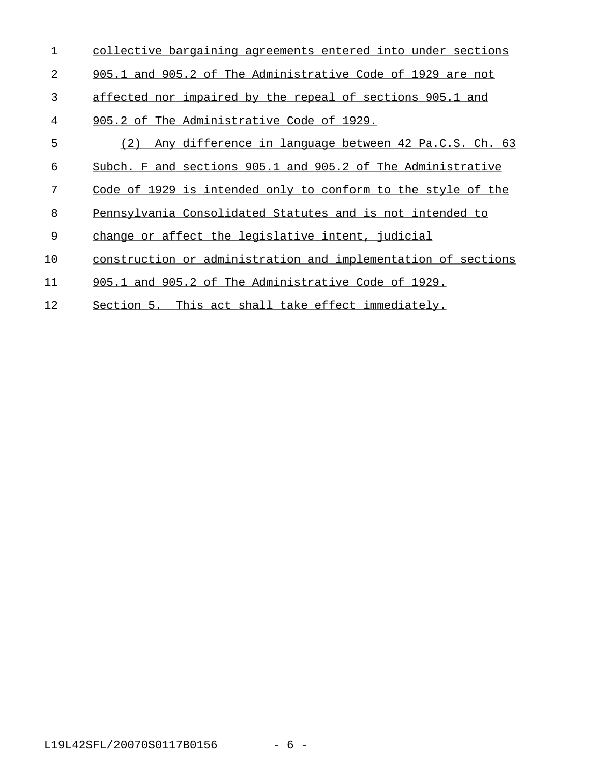collective bargaining agreements entered into under sections 905.1 and 905.2 of The Administrative Code of 1929 are not affected nor impaired by the repeal of sections 905.1 and 905.2 of The Administrative Code of 1929.

(2) Any difference in language between 42 Pa.C.S. Ch. 63 Subch. F and sections 905.1 and 905.2 of The Administrative Code of 1929 is intended only to conform to the style of the Pennsylvania Consolidated Statutes and is not intended to change or affect the legislative intent, judicial construction or administration and implementation of sections 905.1 and 905.2 of The Administrative Code of 1929.

Section 5. This act shall take effect immediately.